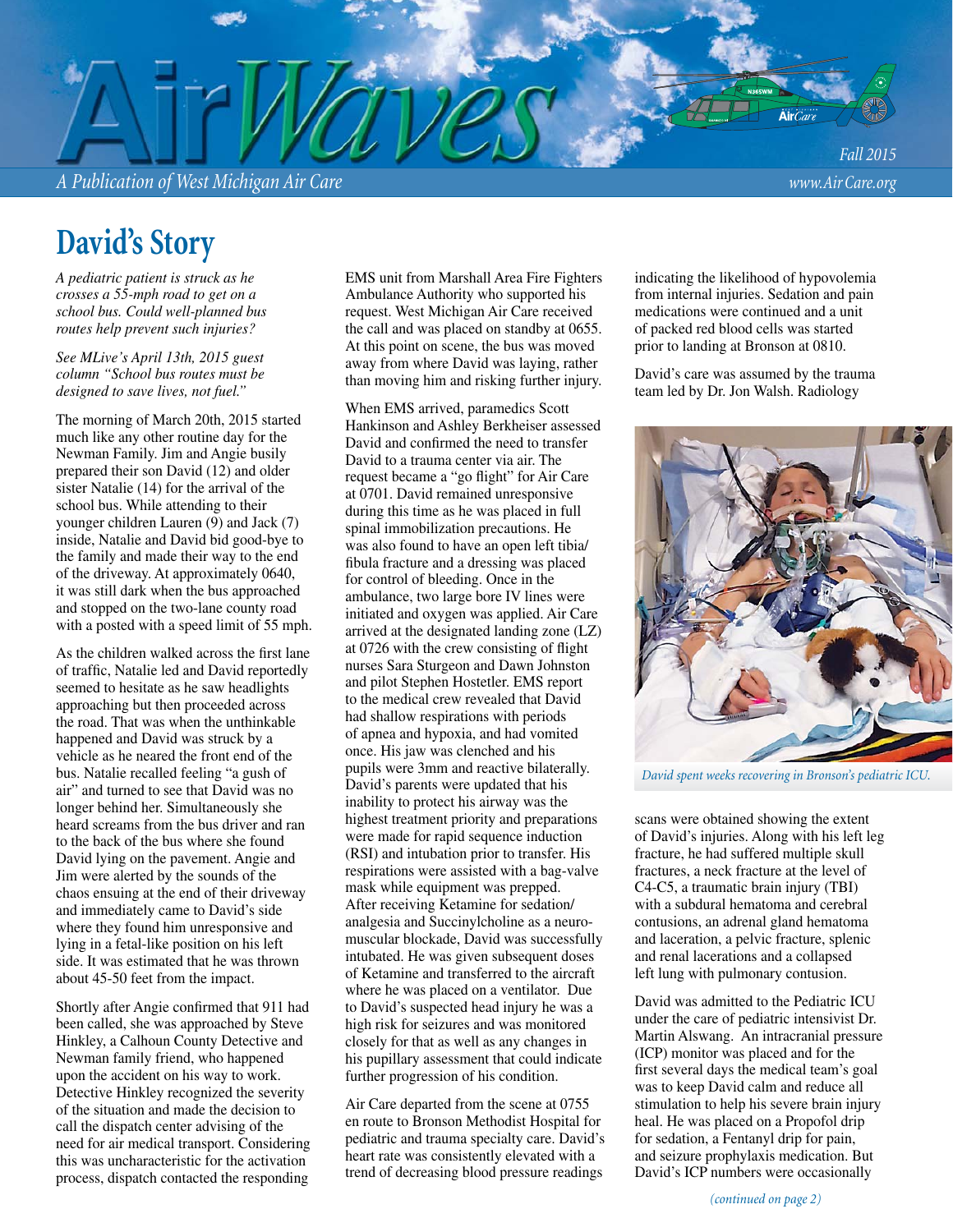# AirWaves

*A Publication of West Michigan Air Care*

*Fall 2015*

*www.AirCare.org*

## David's Story

*A pediatric patient is struck as he crosses a 55-mph road to get on a school bus. Could well-planned bus routes help prevent such injuries?*

*See MLive's April 13th, 2015 guest column "School bus routes must be designed to save lives, not fuel."*

The morning of March 20th, 2015 started much like any other routine day for the Newman Family. Jim and Angie busily prepared their son David (12) and older sister Natalie (14) for the arrival of the school bus. While attending to their younger children Lauren (9) and Jack (7) inside, Natalie and David bid good-bye to the family and made their way to the end of the driveway. At approximately 0640, it was still dark when the bus approached and stopped on the two-lane county road with a posted with a speed limit of 55 mph.

As the children walked across the first lane of traffic, Natalie led and David reportedly seemed to hesitate as he saw headlights approaching but then proceeded across the road. That was when the unthinkable happened and David was struck by a vehicle as he neared the front end of the bus. Natalie recalled feeling "a gush of air" and turned to see that David was no longer behind her. Simultaneously she heard screams from the bus driver and ran to the back of the bus where she found David lying on the pavement. Angie and Jim were alerted by the sounds of the chaos ensuing at the end of their driveway and immediately came to David's side where they found him unresponsive and lying in a fetal-like position on his left side. It was estimated that he was thrown about 45-50 feet from the impact.

Shortly after Angie confirmed that 911 had been called, she was approached by Steve Hinkley, a Calhoun County Detective and Newman family friend, who happened upon the accident on his way to work. Detective Hinkley recognized the severity of the situation and made the decision to call the dispatch center advising of the need for air medical transport. Considering this was uncharacteristic for the activation process, dispatch contacted the responding EMS unit from Marshall Area Fire Fighters Ambulance Authority who supported his request. West Michigan Air Care received the call and was placed on standby at 0655. At this point on scene, the bus was moved away from where David was laying, rather than moving him and risking further injury.

When EMS arrived, paramedics Scott Hankinson and Ashley Berkheiser assessed David and confirmed the need to transfer David to a trauma center via air. The request became a "go flight" for Air Care at 0701. David remained unresponsive during this time as he was placed in full spinal immobilization precautions. He was also found to have an open left tibia/fibula fracture and a dressing was placed for control of bleeding. Once in the ambulance, two large bore IV lines were initiated and oxygen was applied. Air Care arrived at the designated landing zone (LZ) at 0726 with the crew consisting of flight nurses Sara Sturgeon and Dawn Johnston and pilot Stephen Hostetler. EMS report to the medical crew revealed that David had shallow respirations with periods of apnea and hypoxia, and had vomited once. His jaw was clenched and his pupils were 3mm and reactive bilaterally. David's parents were updated that his inability to protect his airway was the highest treatment priority and preparations were made for rapid sequence induction (RSI) and intubation prior to transfer. His respirations were assisted with a bag-valve mask while equipment was prepped. After receiving Ketamine for sedation/analgesia and Succinylcholine as a neuro-muscular blockade, David was successfully intubated. He was given subsequent doses of Ketamine and transferred to the aircraft where he was placed on a ventilator. Due to David's suspected head injury he was a high risk for seizures and was monitored closely for that as well as any changes in his pupillary assessment that could indicate further progression of his condition.

Air Care departed from the scene at 0755 en route to Bronson Methodist Hospital for pediatric and trauma specialty care. David's heart rate was consistently elevated with a trend of decreasing blood pressure readings indicating the likelihood of hypovolemia from internal injuries. Sedation and pain medications were continued and a unit of packed red blood cells was started prior to landing at Bronson at 0810.

David's care was assumed by the trauma team led by Dr. Jon Walsh. Radiology scans were obtained showing the extent of David's injuries. Along with his left leg fracture, he had suffered multiple skull fractures, a neck fracture at the level of C4-C5, a traumatic brain injury (TBI) with a subdural hematoma and cerebral contusions, an adrenal gland hematoma and laceration, a pelvic fracture, splenic and renal lacerations and a collapsed left lung with pulmonary contusion.

*David spent weeks recovering in Bronson's pediatric ICU.*

David was admitted to the Pediatric ICU under the care of pediatric intensivist Dr. Martin Alswang. An intracranial pressure (ICP) monitor was placed and for the first several days the medical team's goal was to keep David calm and reduce all stimulation to help his severe brain injury heal. He was placed on a Propofol drip for sedation, a Fentanyl drip for pain, and seizure prophylaxis medication. But David's ICP numbers were occasionally

*(continued on page 2)*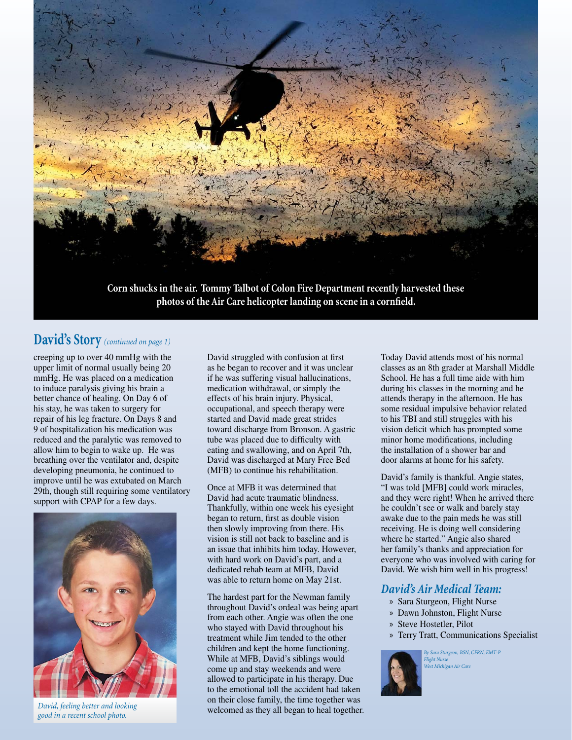**Corn shucks in the air. Tommy Talbot of Colon Fire Department recently harvested these photos of the Air Care helicopter landing on scene in a cornfield.**

## David's Story *(continued on page 1)*

creeping up to over 40 mmHg with the upper limit of normal usually being 20 mmHg. He was placed on a medication to induce paralysis giving his brain a better chance of healing. On Day 6 of his stay, he was taken to surgery for repair of his leg fracture. On Days 8 and 9 of hospitalization his medication was reduced and the paralytic was removed to allow him to begin to wake up. He was breathing over the ventilator and, despite developing pneumonia, he continued to improve until he was extubated on March 29th, though still requiring some ventilatory support with CPAP for a few days.

*David, feeling better and looking good in a recent school photo.*

David struggled with confusion at first as he began to recover and it was unclear if he was suffering visual hallucinations, medication withdrawal, or simply the effects of his brain injury. Physical, occupational, and speech therapy were started and David made great strides toward discharge from Bronson. A gastric tube was placed due to difficulty with eating and swallowing, and on April 7th, David was discharged at Mary Free Bed (MFB) to continue his rehabilitation.

Once at MFB it was determined that David had acute traumatic blindness. Thankfully, within one week his eyesight began to return, first as double vision then slowly improving from there. His vision is still not back to baseline and is an issue that inhibits him today. However, with hard work on David's part, and a dedicated rehab team at MFB, David was able to return home on May 21st.

The hardest part for the Newman family throughout David's ordeal was being apart from each other. Angie was often the one who stayed with David throughout his treatment while Jim tended to the other children and kept the home functioning. While at MFB, David's siblings would come up and stay weekends and were allowed to participate in his therapy. Due to the emotional toll the accident had taken on their close family, the time together was welcomed as they all began to heal together.

Today David attends most of his normal classes as an 8th grader at Marshall Middle School. He has a full time aide with him during his classes in the morning and he attends therapy in the afternoon. He has some residual impulsive behavior related to his TBI and still struggles with his vision deficit which has prompted some minor home modifications, including the installation of a shower bar and door alarms at home for his safety.

David's family is thankful. Angie states, "I was told [MFB] could work miracles, and they were right! When he arrived there he couldn't see or walk and barely stay awake due to the pain meds he was still receiving. He is doing well considering where he started." Angie also shared her family's thanks and appreciation for everyone who was involved with caring for David. We wish him well in his progress!

### *David's Air Medical Team:*

- Sara Sturgeon, Flight Nurse
- Dawn Johnston, Flight Nurse
- Steve Hostetler, Pilot
- Terry Tratt, Communications Specialist

*By Sara Sturgeon, BSN, CFRN, EMT-P*
*Flight Nurse*
*West Michigan Air Care*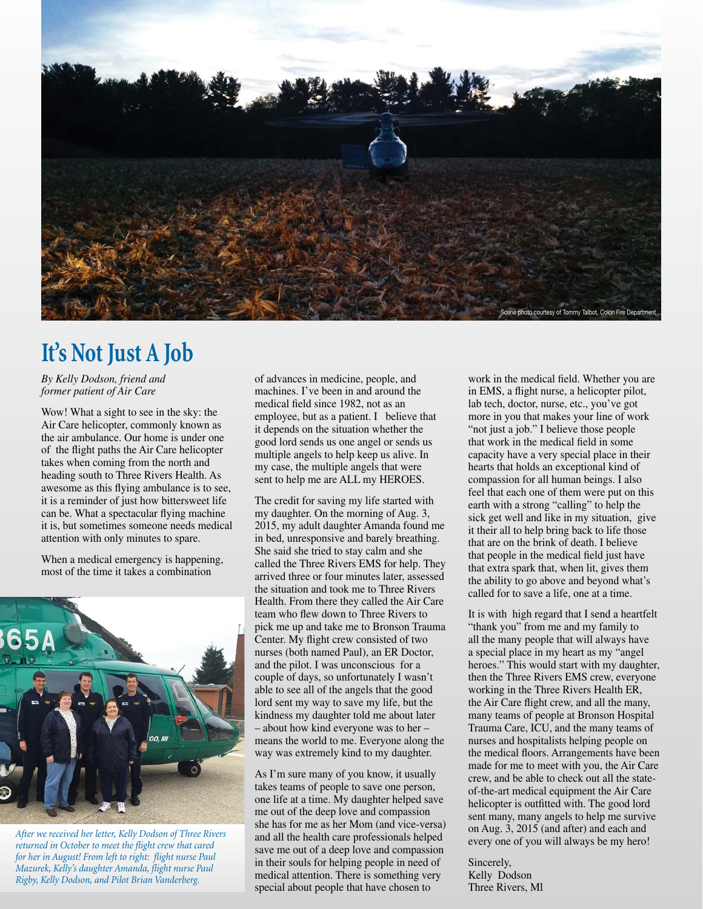Scene photo courtesy of Tommy Talbot, Colon Fire Department

# It's Not Just A Job

*By Kelly Dodson, friend and former patient of Air Care*

Wow! What a sight to see in the sky: the Air Care helicopter, commonly known as the air ambulance. Our home is under one of the flight paths the Air Care helicopter takes when coming from the north and heading south to Three Rivers Health. As awesome as this flying ambulance is to see, it is a reminder of just how bittersweet life can be. What a spectacular flying machine it is, but sometimes someone needs medical attention with only minutes to spare.

When a medical emergency is happening, most of the time it takes a combination of advances in medicine, people, and machines. I've been in and around the medical field since 1982, not as an employee, but as a patient. I believe that it depends on the situation whether the good lord sends us one angel or sends us multiple angels to help keep us alive. In my case, the multiple angels that were sent to help me are ALL my HEROES.

*After we received her letter, Kelly Dodson of Three Rivers returned in October to meet the flight crew that cared for her in August! From left to right: flight nurse Paul Mazurek, Kelly's daughter Amanda, flight nurse Paul Rigby, Kelly Dodson, and Pilot Brian Vanderberg.*

The credit for saving my life started with my daughter. On the morning of Aug. 3, 2015, my adult daughter Amanda found me in bed, unresponsive and barely breathing. She said she tried to stay calm and she called the Three Rivers EMS for help. They arrived three or four minutes later, assessed the situation and took me to Three Rivers Health. From there they called the Air Care team who flew down to Three Rivers to pick me up and take me to Bronson Trauma Center. My flight crew consisted of two nurses (both named Paul), an ER Doctor, and the pilot. I was unconscious for a couple of days, so unfortunately I wasn't able to see all of the angels that the good lord sent my way to save my life, but the kindness my daughter told me about later – about how kind everyone was to her – means the world to me. Everyone along the way was extremely kind to my daughter.

As I'm sure many of you know, it usually takes teams of people to save one person, one life at a time. My daughter helped save me out of the deep love and compassion she has for me as her Mom (and vice-versa) and all the health care professionals helped save me out of a deep love and compassion in their souls for helping people in need of medical attention. There is something very special about people that have chosen to work in the medical field. Whether you are in EMS, a flight nurse, a helicopter pilot, lab tech, doctor, nurse, etc., you've got more in you that makes your line of work "not just a job." I believe those people that work in the medical field in some capacity have a very special place in their hearts that holds an exceptional kind of compassion for all human beings. I also feel that each one of them were put on this earth with a strong "calling" to help the sick get well and like in my situation, give it their all to help bring back to life those that are on the brink of death. I believe that people in the medical field just have that extra spark that, when lit, gives them the ability to go above and beyond what's called for to save a life, one at a time.

It is with high regard that I send a heartfelt "thank you" from me and my family to all the many people that will always have a special place in my heart as my "angel heroes." This would start with my daughter, then the Three Rivers EMS crew, everyone working in the Three Rivers Health ER, the Air Care flight crew, and all the many, many teams of people at Bronson Hospital Trauma Care, ICU, and the many teams of nurses and hospitalists helping people on the medical floors. Arrangements have been made for me to meet with you, the Air Care crew, and be able to check out all the state-of-the-art medical equipment the Air Care helicopter is outfitted with. The good lord sent many, many angels to help me survive on Aug. 3, 2015 (and after) and each and every one of you will always be my hero!

Sincerely,
Kelly Dodson
Three Rivers, MI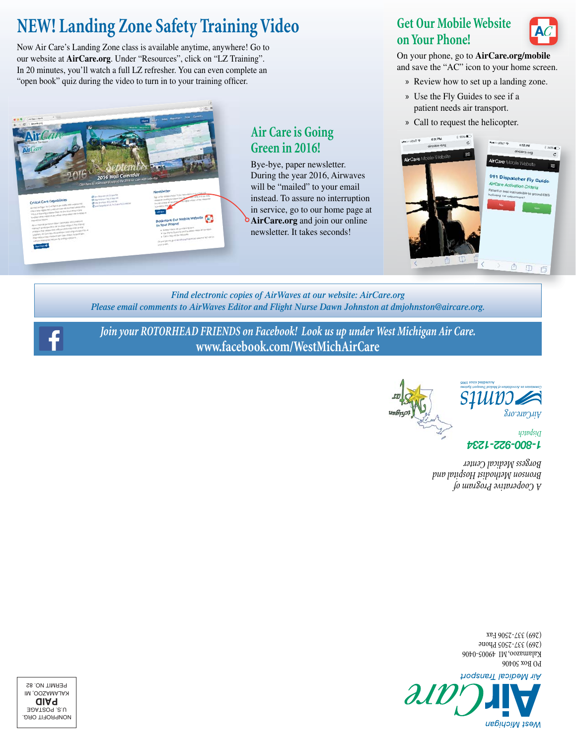# NEW! Landing Zone Safety Training Video

Now Air Care's Landing Zone class is available anytime, anywhere! Go to our website at **AirCare.org**. Under "Resources", click on "LZ Training". In 20 minutes, you'll watch a full LZ refresher. You can even complete an "open book" quiz during the video to turn in to your training officer.

## Air Care is Going Green in 2016!

Bye-bye, paper newsletter. During the year 2016, Airwaves will be "mailed" to your email instead. To assure no interruption in service, go to our home page at **AirCare.org** and join our online newsletter. It takes seconds!

## Get Our Mobile Website on Your Phone!

On your phone, go to **AirCare.org/mobile** and save the "AC" icon to your home screen.

- » Review how to set up a landing zone.
- » Use the Fly Guides to see if a patient needs air transport.
- » Call to request the helicopter.

*Find electronic copies of AirWaves at our website: AirCare.org*
*Please email comments to AirWaves Editor and Flight Nurse Dawn Johnston at dmjohnston@aircare.org.*

*Join your ROTORHEAD FRIENDS on Facebook! Look us up under West Michigan Air Care.*
**www.facebook.com/WestMichAirCare**

*A Cooperative Program of Bronson Methodist Hospital and Borgess Medical Center*

**1-800-922-1234**
*Dispatch*

*AirCare.org*

CAMTS
Commission on Accreditation of Medical Transport Systems
Accredited since 1995

West Michigan
**AirCare**
Air Medical Transport

PO Box 50406
Kalamazoo, MI 49005-0406
(269) 337-2505 Phone
(269) 337-2506 Fax

NONPROFIT ORG.
U.S. POSTAGE
**PAID**
KALAMAZOO, MI
PERMIT NO. 82